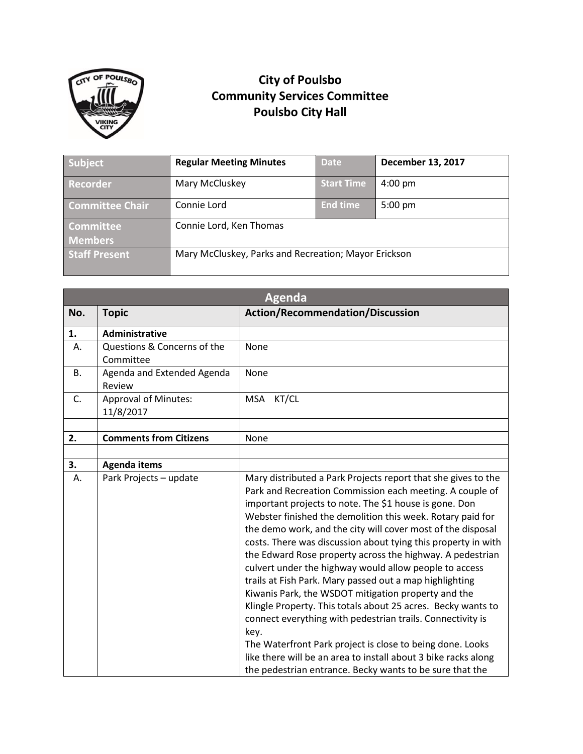# City of Poulsbo
## Community Services Committee
## Poulsbo City Hall

| Subject | Regular Meeting Minutes | Date | December 13, 2017 |
|---|---|---|---|
| Recorder | Mary McCluskey | Start Time | 4:00 pm |
| Committee Chair | Connie Lord | End time | 5:00 pm |
| Committee Members | Connie Lord, Ken Thomas | | |
| Staff Present | Mary McCluskey, Parks and Recreation; Mayor Erickson | | |

| Agenda | | |
|---|---|---|
| **No.** | **Topic** | **Action/Recommendation/Discussion** |
| **1.** | **Administrative** | |
| A. | Questions & Concerns of the Committee | None |
| B. | Agenda and Extended Agenda Review | None |
| C. | Approval of Minutes: 11/8/2017 | MSA KT/CL |
| | | |
| **2.** | **Comments from Citizens** | None |
| | | |
| **3.** | **Agenda items** | |
| A. | Park Projects – update | Mary distributed a Park Projects report that she gives to the Park and Recreation Commission each meeting. A couple of important projects to note. The $1 house is gone. Don Webster finished the demolition this week. Rotary paid for the demo work, and the city will cover most of the disposal costs. There was discussion about tying this property in with the Edward Rose property across the highway. A pedestrian culvert under the highway would allow people to access trails at Fish Park. Mary passed out a map highlighting Kiwanis Park, the WSDOT mitigation property and the Klingle Property. This totals about 25 acres. Becky wants to connect everything with pedestrian trails. Connectivity is key.<br>The Waterfront Park project is close to being done. Looks like there will be an area to install about 3 bike racks along the pedestrian entrance. Becky wants to be sure that the |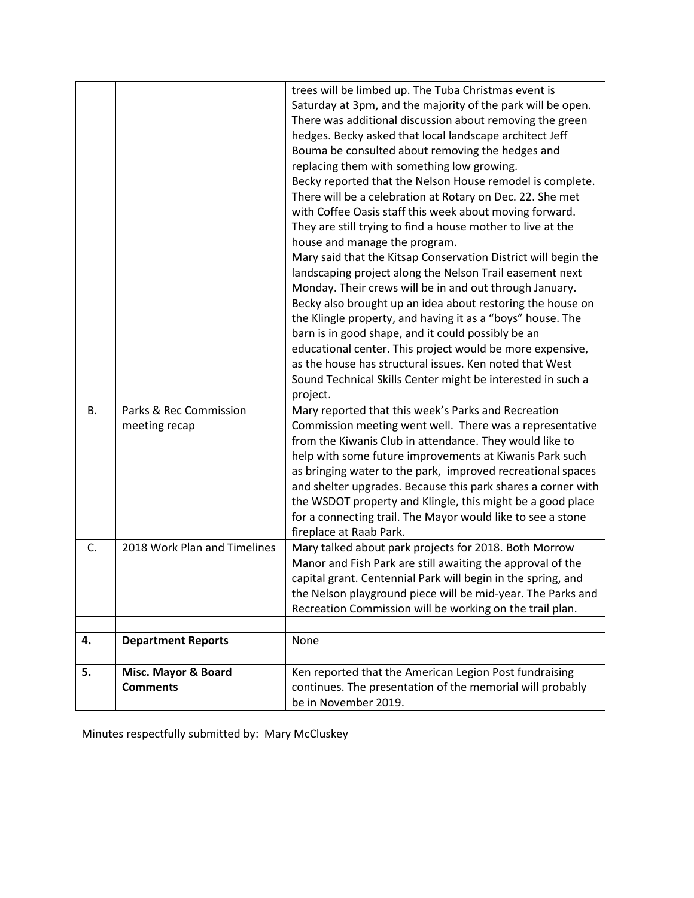| | | |
|---|---|---|
| | | trees will be limbed up. The Tuba Christmas event is Saturday at 3pm, and the majority of the park will be open. There was additional discussion about removing the green hedges. Becky asked that local landscape architect Jeff Bouma be consulted about removing the hedges and replacing them with something low growing.<br>Becky reported that the Nelson House remodel is complete. There will be a celebration at Rotary on Dec. 22. She met with Coffee Oasis staff this week about moving forward. They are still trying to find a house mother to live at the house and manage the program.<br>Mary said that the Kitsap Conservation District will begin the landscaping project along the Nelson Trail easement next Monday. Their crews will be in and out through January.<br>Becky also brought up an idea about restoring the house on the Klingle property, and having it as a "boys" house. The barn is in good shape, and it could possibly be an educational center. This project would be more expensive, as the house has structural issues. Ken noted that West Sound Technical Skills Center might be interested in such a project. |
| B. | Parks & Rec Commission meeting recap | Mary reported that this week's Parks and Recreation Commission meeting went well. There was a representative from the Kiwanis Club in attendance. They would like to help with some future improvements at Kiwanis Park such as bringing water to the park, improved recreational spaces and shelter upgrades. Because this park shares a corner with the WSDOT property and Klingle, this might be a good place for a connecting trail. The Mayor would like to see a stone fireplace at Raab Park. |
| C. | 2018 Work Plan and Timelines | Mary talked about park projects for 2018. Both Morrow Manor and Fish Park are still awaiting the approval of the capital grant. Centennial Park will begin in the spring, and the Nelson playground piece will be mid-year. The Parks and Recreation Commission will be working on the trail plan. |
| | | |
| **4.** | **Department Reports** | None |
| | | |
| **5.** | **Misc. Mayor & Board Comments** | Ken reported that the American Legion Post fundraising continues. The presentation of the memorial will probably be in November 2019. |

Minutes respectfully submitted by: Mary McCluskey